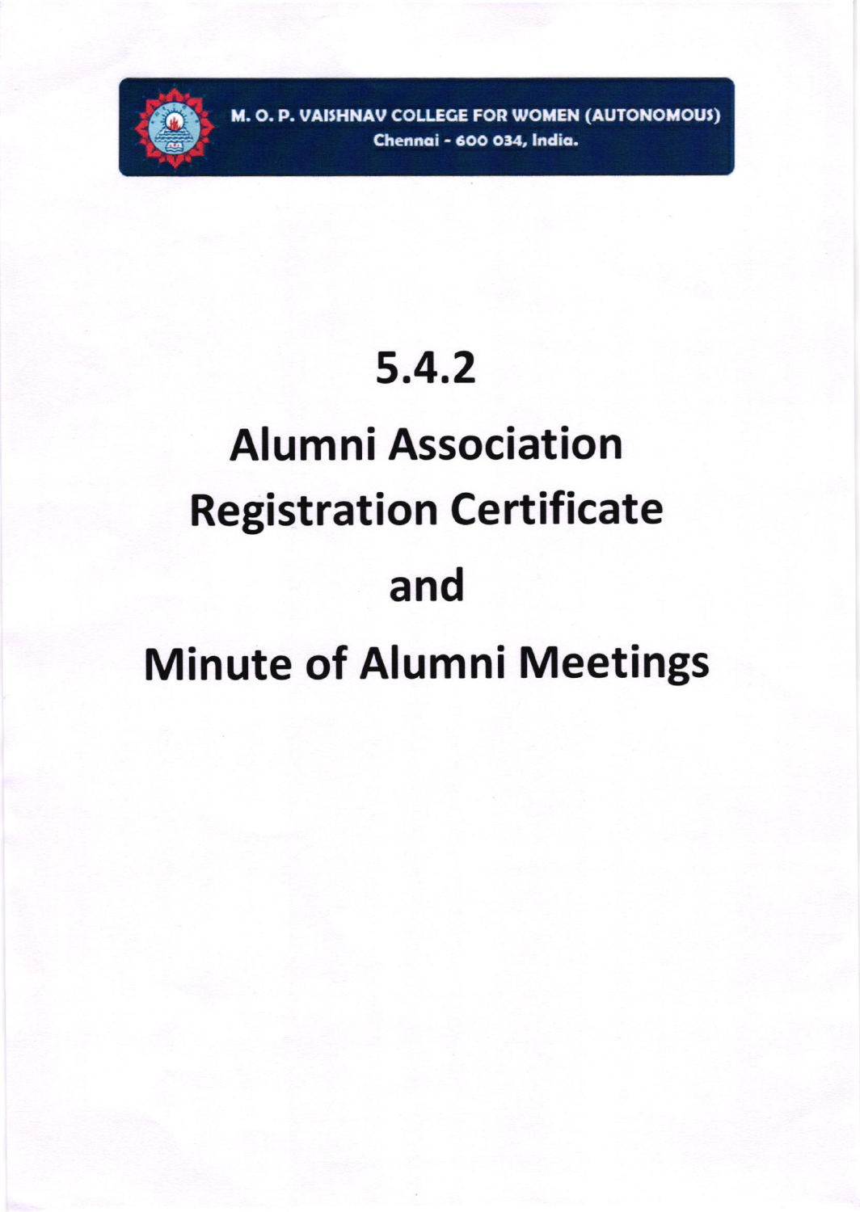M. O. P. VAISHNAV COLLEGE FOR WOMEN (AUTONOMOUS)
Chennai - 600 034, India.

# 5.4.2

# Alumni Association Registration Certificate

# and

# Minute of Alumni Meetings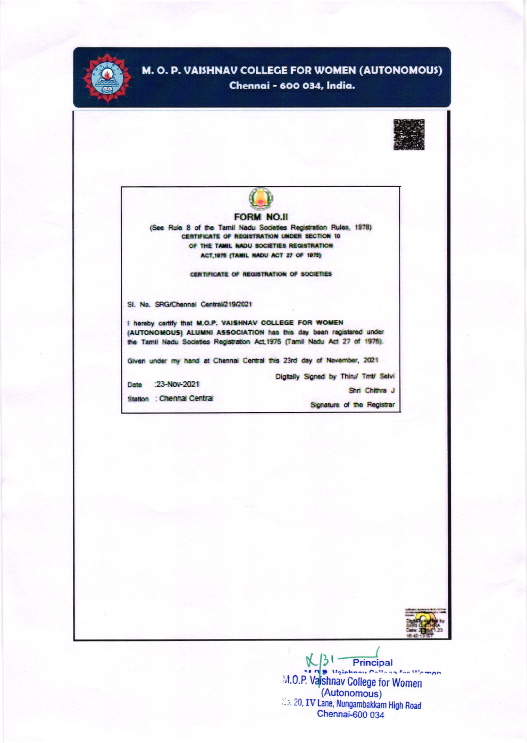# M. O. P. VAISHNAV COLLEGE FOR WOMEN (AUTONOMOUS)

Chennai - 600 034, India.

## FORM NO.II

(See Rule 8 of the Tamil Nadu Societies Registration Rules, 1978)

CERTIFICATE OF REGISTRATION UNDER SECTION 10 OF THE TAMIL NADU SOCIETIES REGISTRATION ACT,1975 (TAMIL NADU ACT 27 OF 1975)

CERTIFICATE OF REGISTRATION OF SOCIETIES

Sl. No. SRG/Chennai Central/219/2021

I hereby certify that **M.O.P. VAISHNAV COLLEGE FOR WOMEN (AUTONOMOUS) ALUMNI ASSOCIATION** has this day been registered under the Tamil Nadu Societies Registration Act,1975 (Tamil Nadu Act 27 of 1975).

Given under my hand at Chennai Central this 23rd day of November, 2021

Date : 23-Nov-2021

Station : Chennai Central

Digitally Signed by Thiru/ Tmt/ Selvi

Shri Chithra J

Signature of the Registrar

Principal

M.O.P. Vaishnav College for Women

(Autonomous)

No. 20, IV Lane, Nungambakkam High Road

Chennai-600 034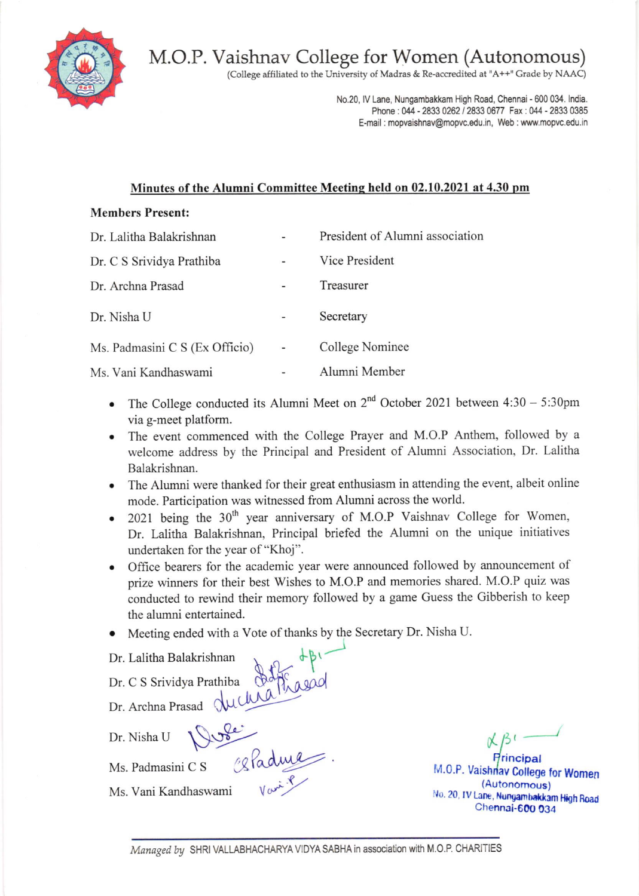# M.O.P. Vaishnav College for Women (Autonomous)

(College affiliated to the University of Madras & Re-accredited at "A++" Grade by NAAC)

No.20, IV Lane, Nungambakkam High Road, Chennai - 600 034. India.
Phone : 044 - 2833 0262 / 2833 0677 Fax : 044 - 2833 0385
E-mail : mopvaishnav@mopvc.edu.in, Web : www.mopvc.edu.in

## Minutes of the Alumni Committee Meeting held on 02.10.2021 at 4.30 pm

**Members Present:**

| | | |
|---|---|---|
| Dr. Lalitha Balakrishnan | - | President of Alumni association |
| Dr. C S Srividya Prathiba | - | Vice President |
| Dr. Archna Prasad | - | Treasurer |
| Dr. Nisha U | - | Secretary |
| Ms. Padmasini C S (Ex Officio) | - | College Nominee |
| Ms. Vani Kandhaswami | - | Alumni Member |

- The College conducted its Alumni Meet on 2nd October 2021 between 4:30 – 5:30pm via g-meet platform.
- The event commenced with the College Prayer and M.O.P Anthem, followed by a welcome address by the Principal and President of Alumni Association, Dr. Lalitha Balakrishnan.
- The Alumni were thanked for their great enthusiasm in attending the event, albeit online mode. Participation was witnessed from Alumni across the world.
- 2021 being the 30th year anniversary of M.O.P Vaishnav College for Women, Dr. Lalitha Balakrishnan, Principal briefed the Alumni on the unique initiatives undertaken for the year of "Khoj".
- Office bearers for the academic year were announced followed by announcement of prize winners for their best Wishes to M.O.P and memories shared. M.O.P quiz was conducted to rewind their memory followed by a game Guess the Gibberish to keep the alumni entertained.
- Meeting ended with a Vote of thanks by the Secretary Dr. Nisha U.

Dr. Lalitha Balakrishnan

Dr. C S Srividya Prathiba

Dr. Archna Prasad

Dr. Nisha U

Ms. Padmasini C S

Ms. Vani Kandhaswami

Principal
M.O.P. Vaishnav College for Women
(Autonomous)
No. 20, IV Lane, Nungambakkam High Road
Chennai-600 034

*Managed by* SHRI VALLABHACHARYA VIDYA SABHA in association with M.O.P. CHARITIES